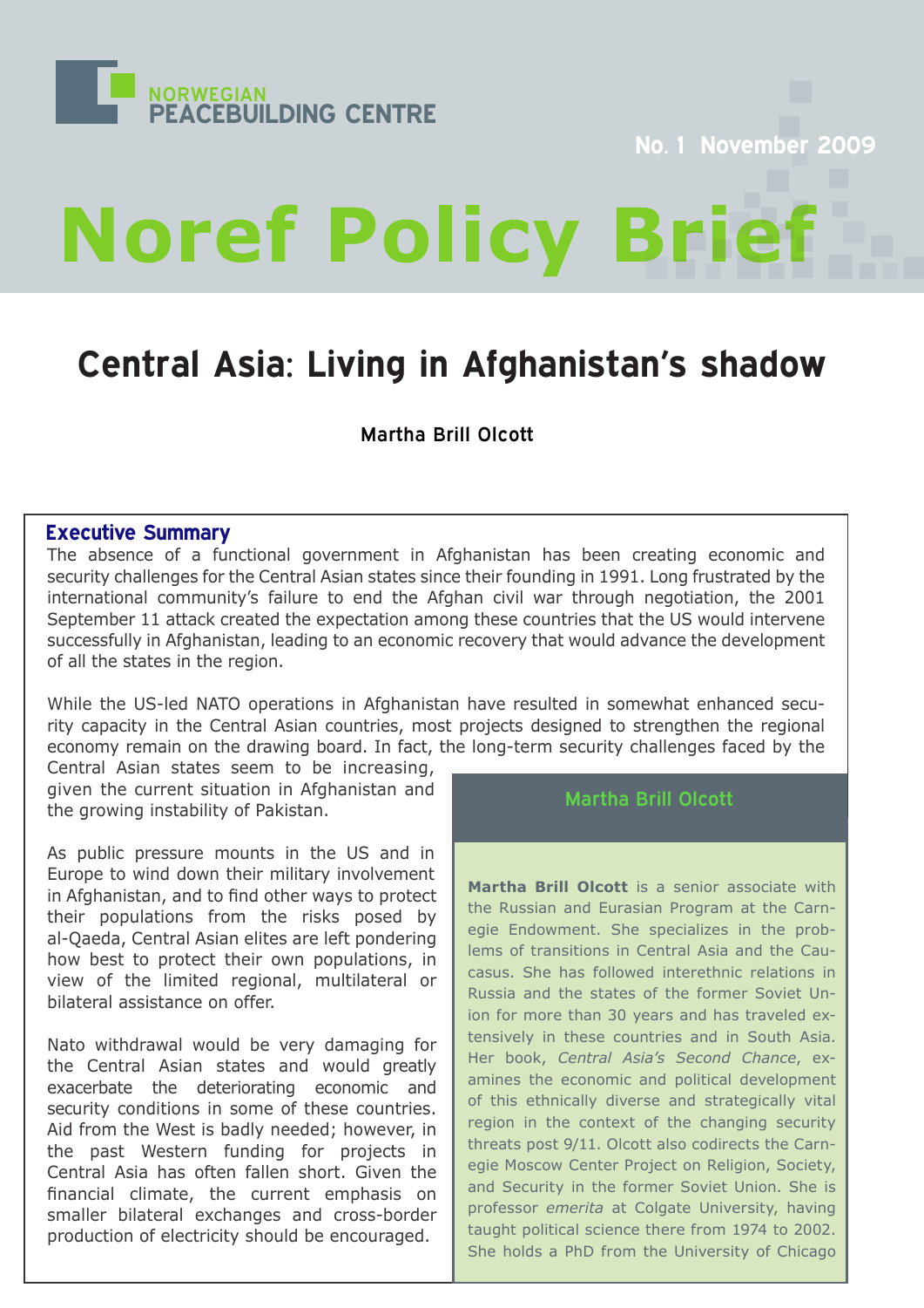NORWEGIAN PEACEBUILDING CENTRE

No. 1 November 2009

# Noref Policy Brief

## Central Asia: Living in Afghanistan's shadow

**Martha Brill Olcott**

### Executive Summary

The absence of a functional government in Afghanistan has been creating economic and security challenges for the Central Asian states since their founding in 1991. Long frustrated by the international community's failure to end the Afghan civil war through negotiation, the 2001 September 11 attack created the expectation among these countries that the US would intervene successfully in Afghanistan, leading to an economic recovery that would advance the development of all the states in the region.

While the US-led NATO operations in Afghanistan have resulted in somewhat enhanced security capacity in the Central Asian countries, most projects designed to strengthen the regional economy remain on the drawing board. In fact, the long-term security challenges faced by the Central Asian states seem to be increasing, given the current situation in Afghanistan and the growing instability of Pakistan.

As public pressure mounts in the US and in Europe to wind down their military involvement in Afghanistan, and to find other ways to protect their populations from the risks posed by al-Qaeda, Central Asian elites are left pondering how best to protect their own populations, in view of the limited regional, multilateral or bilateral assistance on offer.

Nato withdrawal would be very damaging for the Central Asian states and would greatly exacerbate the deteriorating economic and security conditions in some of these countries. Aid from the West is badly needed; however, in the past Western funding for projects in Central Asia has often fallen short. Given the financial climate, the current emphasis on smaller bilateral exchanges and cross-border production of electricity should be encouraged.

### Martha Brill Olcott

**Martha Brill Olcott** is a senior associate with the Russian and Eurasian Program at the Carnegie Endowment. She specializes in the problems of transitions in Central Asia and the Caucasus. She has followed interethnic relations in Russia and the states of the former Soviet Union for more than 30 years and has traveled extensively in these countries and in South Asia. Her book, *Central Asia's Second Chance*, examines the economic and political development of this ethnically diverse and strategically vital region in the context of the changing security threats post 9/11. Olcott also codirects the Carnegie Moscow Center Project on Religion, Society, and Security in the former Soviet Union. She is professor *emerita* at Colgate University, having taught political science there from 1974 to 2002. She holds a PhD from the University of Chicago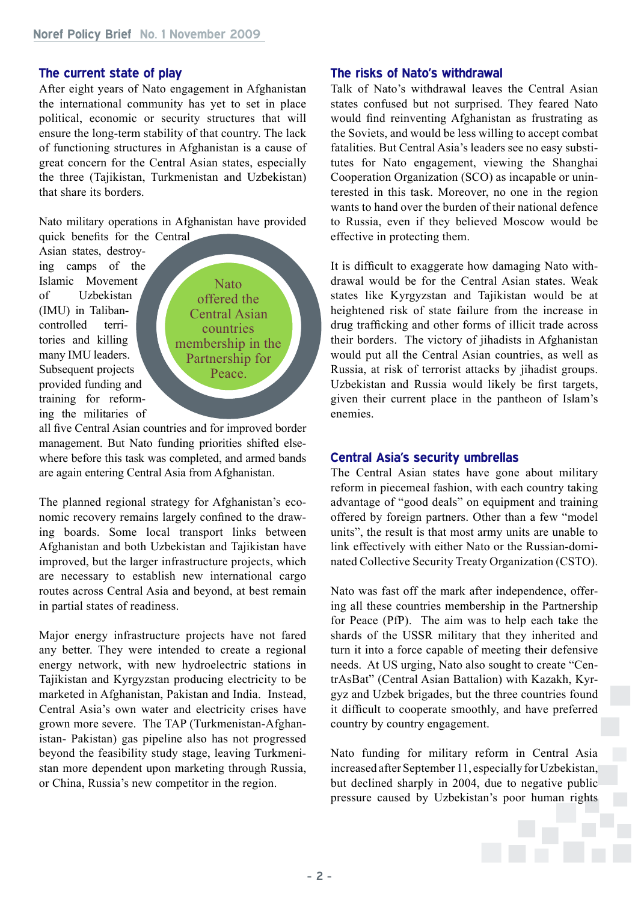## The current state of play

After eight years of Nato engagement in Afghanistan the international community has yet to set in place political, economic or security structures that will ensure the long-term stability of that country. The lack of functioning structures in Afghanistan is a cause of great concern for the Central Asian states, especially the three (Tajikistan, Turkmenistan and Uzbekistan) that share its borders.

Nato military operations in Afghanistan have provided quick benefits for the Central Asian states, destroying camps of the Islamic Movement of Uzbekistan (IMU) in Taliban-controlled territories and killing many IMU leaders. Subsequent projects provided funding and training for reforming the militaries of all five Central Asian countries and for improved border management. But Nato funding priorities shifted elsewhere before this task was completed, and armed bands are again entering Central Asia from Afghanistan.

> Nato offered the Central Asian countries membership in the Partnership for Peace.

The planned regional strategy for Afghanistan's economic recovery remains largely confined to the drawing boards. Some local transport links between Afghanistan and both Uzbekistan and Tajikistan have improved, but the larger infrastructure projects, which are necessary to establish new international cargo routes across Central Asia and beyond, at best remain in partial states of readiness.

Major energy infrastructure projects have not fared any better. They were intended to create a regional energy network, with new hydroelectric stations in Tajikistan and Kyrgyzstan producing electricity to be marketed in Afghanistan, Pakistan and India. Instead, Central Asia's own water and electricity crises have grown more severe. The TAP (Turkmenistan-Afghanistan- Pakistan) gas pipeline also has not progressed beyond the feasibility study stage, leaving Turkmenistan more dependent upon marketing through Russia, or China, Russia's new competitor in the region.

## The risks of Nato's withdrawal

Talk of Nato's withdrawal leaves the Central Asian states confused but not surprised. They feared Nato would find reinventing Afghanistan as frustrating as the Soviets, and would be less willing to accept combat fatalities. But Central Asia's leaders see no easy substitutes for Nato engagement, viewing the Shanghai Cooperation Organization (SCO) as incapable or uninterested in this task. Moreover, no one in the region wants to hand over the burden of their national defence to Russia, even if they believed Moscow would be effective in protecting them.

It is difficult to exaggerate how damaging Nato withdrawal would be for the Central Asian states. Weak states like Kyrgyzstan and Tajikistan would be at heightened risk of state failure from the increase in drug trafficking and other forms of illicit trade across their borders. The victory of jihadists in Afghanistan would put all the Central Asian countries, as well as Russia, at risk of terrorist attacks by jihadist groups. Uzbekistan and Russia would likely be first targets, given their current place in the pantheon of Islam's enemies.

## Central Asia's security umbrellas

The Central Asian states have gone about military reform in piecemeal fashion, with each country taking advantage of "good deals" on equipment and training offered by foreign partners. Other than a few "model units", the result is that most army units are unable to link effectively with either Nato or the Russian-dominated Collective Security Treaty Organization (CSTO).

Nato was fast off the mark after independence, offering all these countries membership in the Partnership for Peace (PfP). The aim was to help each take the shards of the USSR military that they inherited and turn it into a force capable of meeting their defensive needs. At US urging, Nato also sought to create "CentrAsBat" (Central Asian Battalion) with Kazakh, Kyrgyz and Uzbek brigades, but the three countries found it difficult to cooperate smoothly, and have preferred country by country engagement.

Nato funding for military reform in Central Asia increased after September 11, especially for Uzbekistan, but declined sharply in 2004, due to negative public pressure caused by Uzbekistan's poor human rights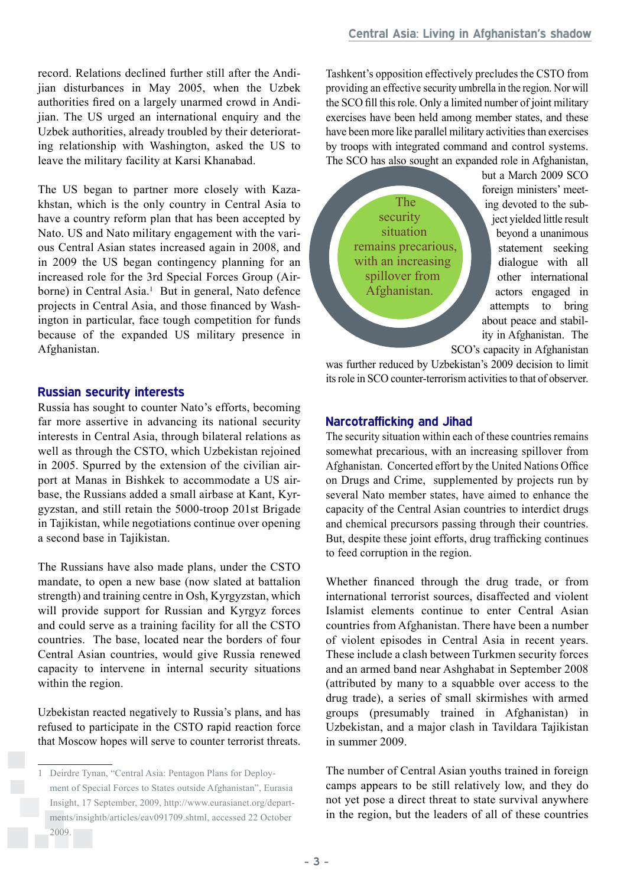record. Relations declined further still after the Andijian disturbances in May 2005, when the Uzbek authorities fired on a largely unarmed crowd in Andijian. The US urged an international enquiry and the Uzbek authorities, already troubled by their deteriorating relationship with Washington, asked the US to leave the military facility at Karsi Khanabad.

The US began to partner more closely with Kazakhstan, which is the only country in Central Asia to have a country reform plan that has been accepted by Nato. US and Nato military engagement with the various Central Asian states increased again in 2008, and in 2009 the US began contingency planning for an increased role for the 3rd Special Forces Group (Airborne) in Central Asia.[1] But in general, Nato defence projects in Central Asia, and those financed by Washington in particular, face tough competition for funds because of the expanded US military presence in Afghanistan.

## Russian security interests

Russia has sought to counter Nato's efforts, becoming far more assertive in advancing its national security interests in Central Asia, through bilateral relations as well as through the CSTO, which Uzbekistan rejoined in 2005. Spurred by the extension of the civilian airport at Manas in Bishkek to accommodate a US airbase, the Russians added a small airbase at Kant, Kyrgyzstan, and still retain the 5000-troop 201st Brigade in Tajikistan, while negotiations continue over opening a second base in Tajikistan.

The Russians have also made plans, under the CSTO mandate, to open a new base (now slated at battalion strength) and training centre in Osh, Kyrgyzstan, which will provide support for Russian and Kyrgyz forces and could serve as a training facility for all the CSTO countries. The base, located near the borders of four Central Asian countries, would give Russia renewed capacity to intervene in internal security situations within the region.

Uzbekistan reacted negatively to Russia's plans, and has refused to participate in the CSTO rapid reaction force that Moscow hopes will serve to counter terrorist threats. Tashkent's opposition effectively precludes the CSTO from providing an effective security umbrella in the region. Nor will the SCO fill this role. Only a limited number of joint military exercises have been held among member states, and these have been more like parallel military activities than exercises by troops with integrated command and control systems. The SCO has also sought an expanded role in Afghanistan, but a March 2009 SCO foreign ministers' meeting devoted to the subject yielded little result beyond a unanimous statement seeking dialogue with all other international actors engaged in attempts to bring about peace and stability in Afghanistan. The SCO's capacity in Afghanistan was further reduced by Uzbekistan's 2009 decision to limit its role in SCO counter-terrorism activities to that of observer.

> The security situation remains precarious, with an increasing spillover from Afghanistan.

## Narcotrafficking and Jihad

The security situation within each of these countries remains somewhat precarious, with an increasing spillover from Afghanistan. Concerted effort by the United Nations Office on Drugs and Crime, supplemented by projects run by several Nato member states, have aimed to enhance the capacity of the Central Asian countries to interdict drugs and chemical precursors passing through their countries. But, despite these joint efforts, drug trafficking continues to feed corruption in the region.

Whether financed through the drug trade, or from international terrorist sources, disaffected and violent Islamist elements continue to enter Central Asian countries from Afghanistan. There have been a number of violent episodes in Central Asia in recent years. These include a clash between Turkmen security forces and an armed band near Ashghabat in September 2008 (attributed by many to a squabble over access to the drug trade), a series of small skirmishes with armed groups (presumably trained in Afghanistan) in Uzbekistan, and a major clash in Tavildara Tajikistan in summer 2009.

The number of Central Asian youths trained in foreign camps appears to be still relatively low, and they do not yet pose a direct threat to state survival anywhere in the region, but the leaders of all of these countries

---

1 Deirdre Tynan, "Central Asia: Pentagon Plans for Deployment of Special Forces to States outside Afghanistan", Eurasia Insight, 17 September, 2009, http://www.eurasianet.org/departments/insightb/articles/eav091709.shtml, accessed 22 October 2009.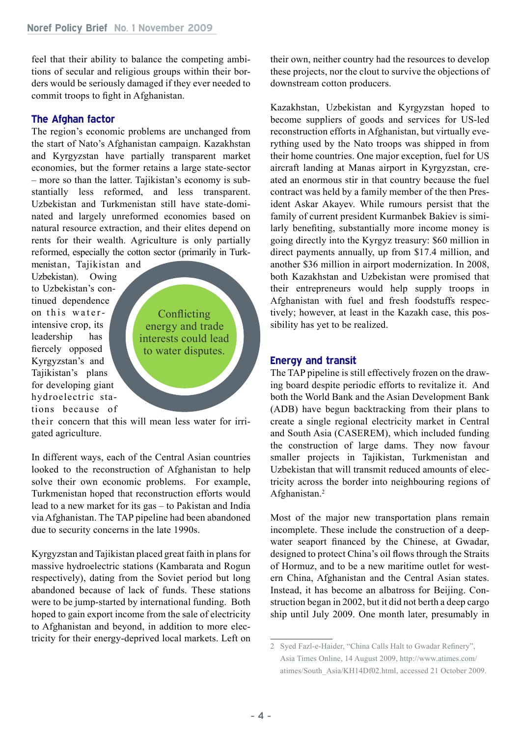feel that their ability to balance the competing ambitions of secular and religious groups within their borders would be seriously damaged if they ever needed to commit troops to fight in Afghanistan.

## The Afghan factor

The region's economic problems are unchanged from the start of Nato's Afghanistan campaign. Kazakhstan and Kyrgyzstan have partially transparent market economies, but the former retains a large state-sector – more so than the latter. Tajikistan's economy is substantially less reformed, and less transparent. Uzbekistan and Turkmenistan still have state-dominated and largely unreformed economies based on natural resource extraction, and their elites depend on rents for their wealth. Agriculture is only partially reformed, especially the cotton sector (primarily in Turkmenistan, Tajikistan and Uzbekistan). Owing to Uzbekistan's continued dependence on this water-intensive crop, its leadership has fiercely opposed Kyrgyzstan's and Tajikistan's plans for developing giant hydroelectric stations because of their concern that this will mean less water for irrigated agriculture.

> Conflicting energy and trade interests could lead to water disputes.

In different ways, each of the Central Asian countries looked to the reconstruction of Afghanistan to help solve their own economic problems. For example, Turkmenistan hoped that reconstruction efforts would lead to a new market for its gas – to Pakistan and India via Afghanistan. The TAP pipeline had been abandoned due to security concerns in the late 1990s.

Kyrgyzstan and Tajikistan placed great faith in plans for massive hydroelectric stations (Kambarata and Rogun respectively), dating from the Soviet period but long abandoned because of lack of funds. These stations were to be jump-started by international funding. Both hoped to gain export income from the sale of electricity to Afghanistan and beyond, in addition to more electricity for their energy-deprived local markets. Left on their own, neither country had the resources to develop these projects, nor the clout to survive the objections of downstream cotton producers.

Kazakhstan, Uzbekistan and Kyrgyzstan hoped to become suppliers of goods and services for US-led reconstruction efforts in Afghanistan, but virtually everything used by the Nato troops was shipped in from their home countries. One major exception, fuel for US aircraft landing at Manas airport in Kyrgyzstan, created an enormous stir in that country because the fuel contract was held by a family member of the then President Askar Akayev. While rumours persist that the family of current president Kurmanbek Bakiev is similarly benefiting, substantially more income money is going directly into the Kyrgyz treasury: $60 million in direct payments annually, up from $17.4 million, and another $36 million in airport modernization. In 2008, both Kazakhstan and Uzbekistan were promised that their entrepreneurs would help supply troops in Afghanistan with fuel and fresh foodstuffs respectively; however, at least in the Kazakh case, this possibility has yet to be realized.

## Energy and transit

The TAP pipeline is still effectively frozen on the drawing board despite periodic efforts to revitalize it. And both the World Bank and the Asian Development Bank (ADB) have begun backtracking from their plans to create a single regional electricity market in Central and South Asia (CASEREM), which included funding the construction of large dams. They now favour smaller projects in Tajikistan, Turkmenistan and Uzbekistan that will transmit reduced amounts of electricity across the border into neighbouring regions of Afghanistan.[2]

Most of the major new transportation plans remain incomplete. These include the construction of a deep-water seaport financed by the Chinese, at Gwadar, designed to protect China's oil flows through the Straits of Hormuz, and to be a new maritime outlet for western China, Afghanistan and the Central Asian states. Instead, it has become an albatross for Beijing. Construction began in 2002, but it did not berth a deep cargo ship until July 2009. One month later, presumably in

---

2 Syed Fazl-e-Haider, "China Calls Halt to Gwadar Refinery", Asia Times Online, 14 August 2009, http://www.atimes.com/atimes/South_Asia/KH14Df02.html, accessed 21 October 2009.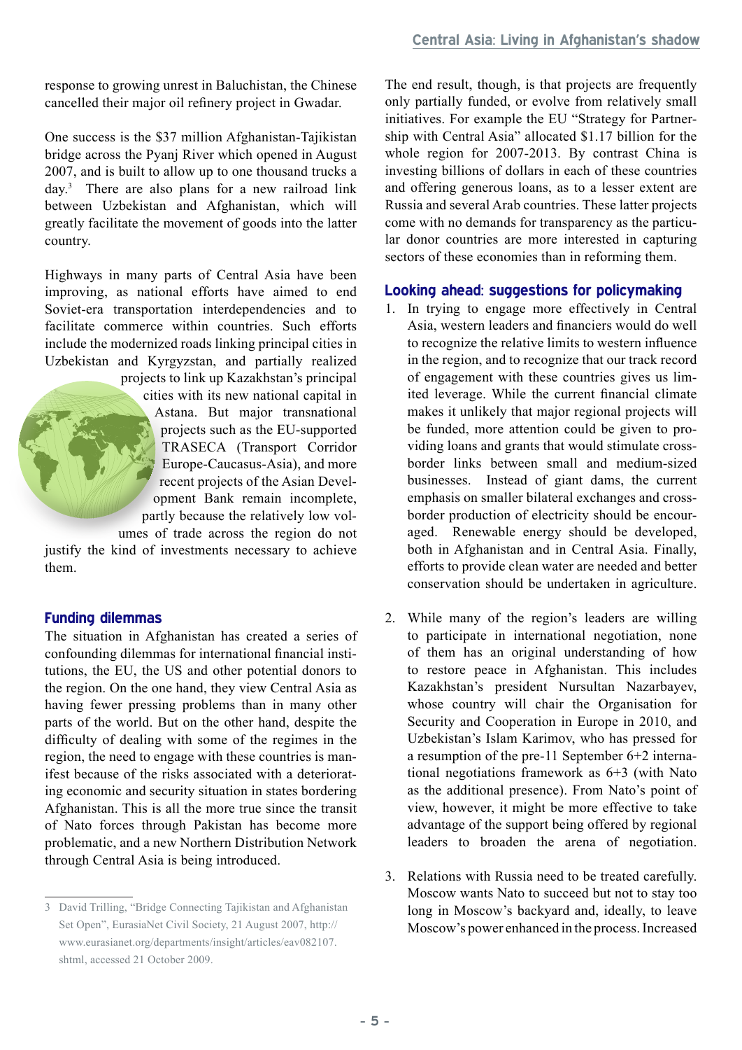response to growing unrest in Baluchistan, the Chinese cancelled their major oil refinery project in Gwadar.

One success is the $37 million Afghanistan-Tajikistan bridge across the Pyanj River which opened in August 2007, and is built to allow up to one thousand trucks a day.[3] There are also plans for a new railroad link between Uzbekistan and Afghanistan, which will greatly facilitate the movement of goods into the latter country.

Highways in many parts of Central Asia have been improving, as national efforts have aimed to end Soviet-era transportation interdependencies and to facilitate commerce within countries. Such efforts include the modernized roads linking principal cities in Uzbekistan and Kyrgyzstan, and partially realized projects to link up Kazakhstan's principal cities with its new national capital in Astana. But major transnational projects such as the EU-supported TRASECA (Transport Corridor Europe-Caucasus-Asia), and more recent projects of the Asian Development Bank remain incomplete, partly because the relatively low volumes of trade across the region do not justify the kind of investments necessary to achieve them.

## Funding dilemmas

The situation in Afghanistan has created a series of confounding dilemmas for international financial institutions, the EU, the US and other potential donors to the region. On the one hand, they view Central Asia as having fewer pressing problems than in many other parts of the world. But on the other hand, despite the difficulty of dealing with some of the regimes in the region, the need to engage with these countries is manifest because of the risks associated with a deteriorating economic and security situation in states bordering Afghanistan. This is all the more true since the transit of Nato forces through Pakistan has become more problematic, and a new Northern Distribution Network through Central Asia is being introduced.

The end result, though, is that projects are frequently only partially funded, or evolve from relatively small initiatives. For example the EU "Strategy for Partnership with Central Asia" allocated $1.17 billion for the whole region for 2007-2013. By contrast China is investing billions of dollars in each of these countries and offering generous loans, as to a lesser extent are Russia and several Arab countries. These latter projects come with no demands for transparency as the particular donor countries are more interested in capturing sectors of these economies than in reforming them.

## Looking ahead: suggestions for policymaking

1. In trying to engage more effectively in Central Asia, western leaders and financiers would do well to recognize the relative limits to western influence in the region, and to recognize that our track record of engagement with these countries gives us limited leverage. While the current financial climate makes it unlikely that major regional projects will be funded, more attention could be given to providing loans and grants that would stimulate cross-border links between small and medium-sized businesses. Instead of giant dams, the current emphasis on smaller bilateral exchanges and cross-border production of electricity should be encouraged. Renewable energy should be developed, both in Afghanistan and in Central Asia. Finally, efforts to provide clean water are needed and better conservation should be undertaken in agriculture.

2. While many of the region's leaders are willing to participate in international negotiation, none of them has an original understanding of how to restore peace in Afghanistan. This includes Kazakhstan's president Nursultan Nazarbayev, whose country will chair the Organisation for Security and Cooperation in Europe in 2010, and Uzbekistan's Islam Karimov, who has pressed for a resumption of the pre-11 September 6+2 international negotiations framework as 6+3 (with Nato as the additional presence). From Nato's point of view, however, it might be more effective to take advantage of the support being offered by regional leaders to broaden the arena of negotiation.

3. Relations with Russia need to be treated carefully. Moscow wants Nato to succeed but not to stay too long in Moscow's backyard and, ideally, to leave Moscow's power enhanced in the process. Increased

---

3 David Trilling, "Bridge Connecting Tajikistan and Afghanistan Set Open", EurasiaNet Civil Society, 21 August 2007, http://www.eurasianet.org/departments/insight/articles/eav082107.shtml, accessed 21 October 2009.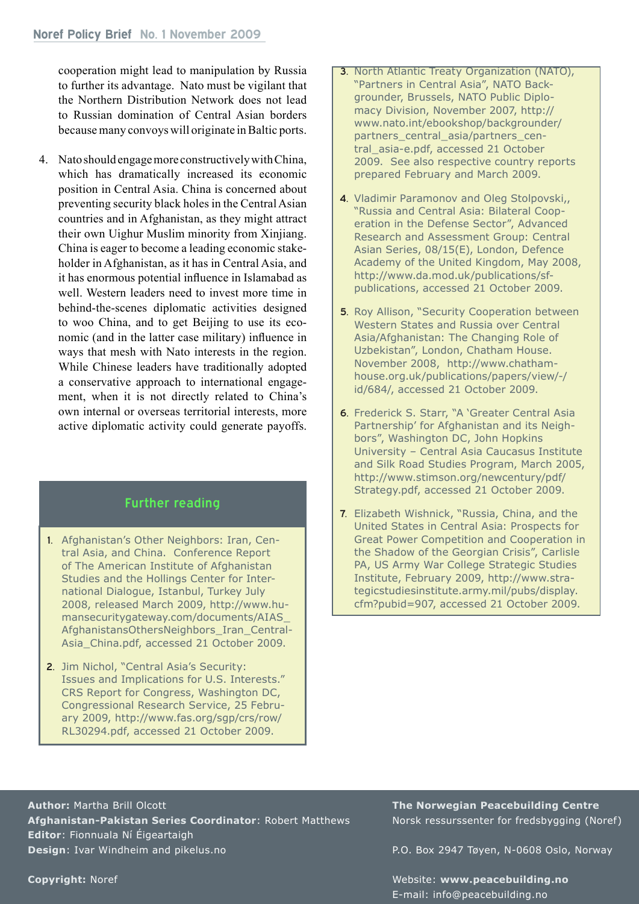cooperation might lead to manipulation by Russia to further its advantage. Nato must be vigilant that the Northern Distribution Network does not lead to Russian domination of Central Asian borders because many convoys will originate in Baltic ports.

4. Nato should engage more constructively with China, which has dramatically increased its economic position in Central Asia. China is concerned about preventing security black holes in the Central Asian countries and in Afghanistan, as they might attract their own Uighur Muslim minority from Xinjiang. China is eager to become a leading economic stakeholder in Afghanistan, as it has in Central Asia, and it has enormous potential influence in Islamabad as well. Western leaders need to invest more time in behind-the-scenes diplomatic activities designed to woo China, and to get Beijing to use its economic (and in the latter case military) influence in ways that mesh with Nato interests in the region. While Chinese leaders have traditionally adopted a conservative approach to international engagement, when it is not directly related to China's own internal or overseas territorial interests, more active diplomatic activity could generate payoffs.

## Further reading

1. Afghanistan's Other Neighbors: Iran, Central Asia, and China. Conference Report of The American Institute of Afghanistan Studies and the Hollings Center for International Dialogue, Istanbul, Turkey July 2008, released March 2009, http://www.humansecuritygateway.com/documents/AIAS_AfghanistansOthersNeighbors_Iran_CentralAsia_China.pdf, accessed 21 October 2009.

2. Jim Nichol, "Central Asia's Security: Issues and Implications for U.S. Interests." CRS Report for Congress, Washington DC, Congressional Research Service, 25 February 2009, http://www.fas.org/sgp/crs/row/RL30294.pdf, accessed 21 October 2009.

3. North Atlantic Treaty Organization (NATO), "Partners in Central Asia", NATO Backgrounder, Brussels, NATO Public Diplomacy Division, November 2007, http://www.nato.int/ebookshop/backgrounder/partners_central_asia/partners_central_asia-e.pdf, accessed 21 October 2009. See also respective country reports prepared February and March 2009.

4. Vladimir Paramonov and Oleg Stolpovski,, "Russia and Central Asia: Bilateral Cooperation in the Defense Sector", Advanced Research and Assessment Group: Central Asian Series, 08/15(E), London, Defence Academy of the United Kingdom, May 2008, http://www.da.mod.uk/publications/sf-publications, accessed 21 October 2009.

5. Roy Allison, "Security Cooperation between Western States and Russia over Central Asia/Afghanistan: The Changing Role of Uzbekistan", London, Chatham House. November 2008, http://www.chathamhouse.org.uk/publications/papers/view/-/id/684/, accessed 21 October 2009.

6. Frederick S. Starr, "A 'Greater Central Asia Partnership' for Afghanistan and its Neighbors", Washington DC, John Hopkins University – Central Asia Caucasus Institute and Silk Road Studies Program, March 2005, http://www.stimson.org/newcentury/pdf/Strategy.pdf, accessed 21 October 2009.

7. Elizabeth Wishnick, "Russia, China, and the United States in Central Asia: Prospects for Great Power Competition and Cooperation in the Shadow of the Georgian Crisis", Carlisle PA, US Army War College Strategic Studies Institute, February 2009, http://www.strategicstudiesinstitute.army.mil/pubs/display.cfm?pubid=907, accessed 21 October 2009.

**Author:** Martha Brill Olcott
**Afghanistan-Pakistan Series Coordinator**: Robert Matthews
**Editor**: Fionnuala Ní Éigeartaigh
**Design**: Ivar Windheim and pikelus.no

**Copyright:** Noref

**The Norwegian Peacebuilding Centre**
Norsk ressurssenter for fredsbygging (Noref)

P.O. Box 2947 Tøyen, N-0608 Oslo, Norway

Website: **www.peacebuilding.no**
E-mail: info@peacebuilding.no